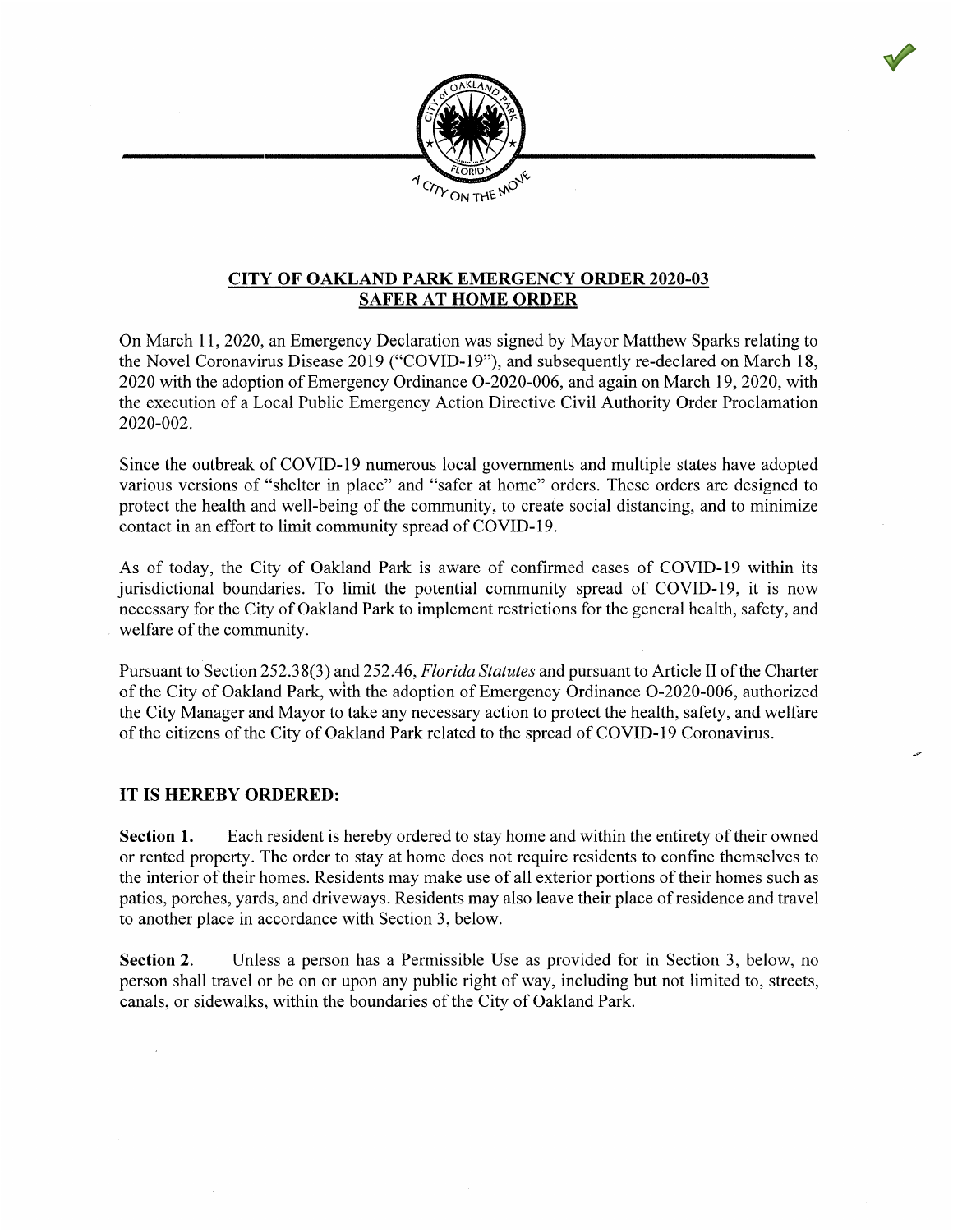## CITY OF OAKLAND PARK EMERGENCY ORDER 2020-03
## SAFER AT HOME ORDER

On March 11, 2020, an Emergency Declaration was signed by Mayor Matthew Sparks relating to the Novel Coronavirus Disease 2019 ("COVID-19"), and subsequently re-declared on March 18, 2020 with the adoption of Emergency Ordinance O-2020-006, and again on March 19, 2020, with the execution of a Local Public Emergency Action Directive Civil Authority Order Proclamation 2020-002.

Since the outbreak of COVID-19 numerous local governments and multiple states have adopted various versions of "shelter in place" and "safer at home" orders. These orders are designed to protect the health and well-being of the community, to create social distancing, and to minimize contact in an effort to limit community spread of COVID-19.

As of today, the City of Oakland Park is aware of confirmed cases of COVID-19 within its jurisdictional boundaries. To limit the potential community spread of COVID-19, it is now necessary for the City of Oakland Park to implement restrictions for the general health, safety, and welfare of the community.

Pursuant to Section 252.38(3) and 252.46, *Florida Statutes* and pursuant to Article II of the Charter of the City of Oakland Park, with the adoption of Emergency Ordinance O-2020-006, authorized the City Manager and Mayor to take any necessary action to protect the health, safety, and welfare of the citizens of the City of Oakland Park related to the spread of COVID-19 Coronavirus.

### IT IS HEREBY ORDERED:

**Section 1.** Each resident is hereby ordered to stay home and within the entirety of their owned or rented property. The order to stay at home does not require residents to confine themselves to the interior of their homes. Residents may make use of all exterior portions of their homes such as patios, porches, yards, and driveways. Residents may also leave their place of residence and travel to another place in accordance with Section 3, below.

**Section 2.** Unless a person has a Permissible Use as provided for in Section 3, below, no person shall travel or be on or upon any public right of way, including but not limited to, streets, canals, or sidewalks, within the boundaries of the City of Oakland Park.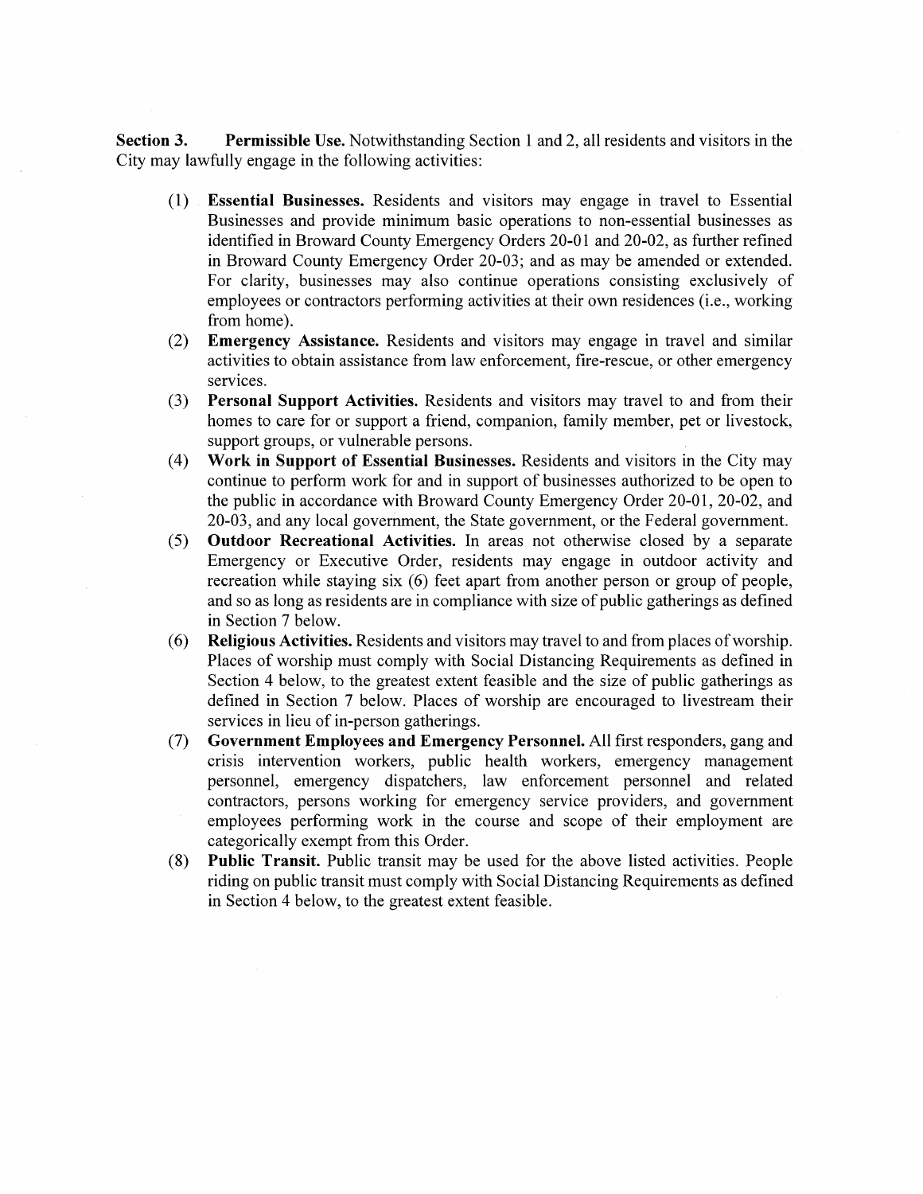**Section 3. Permissible Use.** Notwithstanding Section 1 and 2, all residents and visitors in the City may lawfully engage in the following activities:

(1) **Essential Businesses.** Residents and visitors may engage in travel to Essential Businesses and provide minimum basic operations to non-essential businesses as identified in Broward County Emergency Orders 20-01 and 20-02, as further refined in Broward County Emergency Order 20-03; and as may be amended or extended. For clarity, businesses may also continue operations consisting exclusively of employees or contractors performing activities at their own residences (i.e., working from home).

(2) **Emergency Assistance.** Residents and visitors may engage in travel and similar activities to obtain assistance from law enforcement, fire-rescue, or other emergency services.

(3) **Personal Support Activities.** Residents and visitors may travel to and from their homes to care for or support a friend, companion, family member, pet or livestock, support groups, or vulnerable persons.

(4) **Work in Support of Essential Businesses.** Residents and visitors in the City may continue to perform work for and in support of businesses authorized to be open to the public in accordance with Broward County Emergency Order 20-01, 20-02, and 20-03, and any local government, the State government, or the Federal government.

(5) **Outdoor Recreational Activities.** In areas not otherwise closed by a separate Emergency or Executive Order, residents may engage in outdoor activity and recreation while staying six (6) feet apart from another person or group of people, and so as long as residents are in compliance with size of public gatherings as defined in Section 7 below.

(6) **Religious Activities.** Residents and visitors may travel to and from places of worship. Places of worship must comply with Social Distancing Requirements as defined in Section 4 below, to the greatest extent feasible and the size of public gatherings as defined in Section 7 below. Places of worship are encouraged to livestream their services in lieu of in-person gatherings.

(7) **Government Employees and Emergency Personnel.** All first responders, gang and crisis intervention workers, public health workers, emergency management personnel, emergency dispatchers, law enforcement personnel and related contractors, persons working for emergency service providers, and government employees performing work in the course and scope of their employment are categorically exempt from this Order.

(8) **Public Transit.** Public transit may be used for the above listed activities. People riding on public transit must comply with Social Distancing Requirements as defined in Section 4 below, to the greatest extent feasible.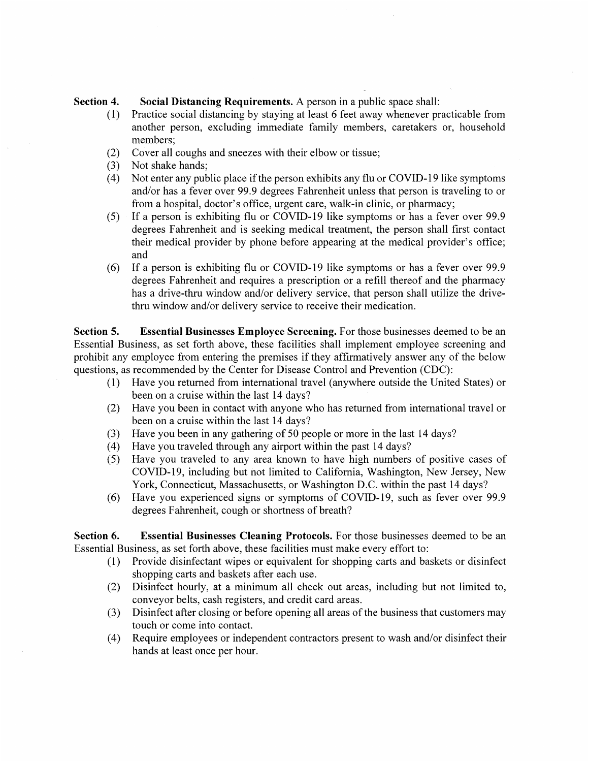**Section 4. Social Distancing Requirements.** A person in a public space shall:

(1) Practice social distancing by staying at least 6 feet away whenever practicable from another person, excluding immediate family members, caretakers or, household members;

(2) Cover all coughs and sneezes with their elbow or tissue;

(3) Not shake hands;

(4) Not enter any public place if the person exhibits any flu or COVID-19 like symptoms and/or has a fever over 99.9 degrees Fahrenheit unless that person is traveling to or from a hospital, doctor's office, urgent care, walk-in clinic, or pharmacy;

(5) If a person is exhibiting flu or COVID-19 like symptoms or has a fever over 99.9 degrees Fahrenheit and is seeking medical treatment, the person shall first contact their medical provider by phone before appearing at the medical provider's office; and

(6) If a person is exhibiting flu or COVID-19 like symptoms or has a fever over 99.9 degrees Fahrenheit and requires a prescription or a refill thereof and the pharmacy has a drive-thru window and/or delivery service, that person shall utilize the drive-thru window and/or delivery service to receive their medication.

**Section 5. Essential Businesses Employee Screening.** For those businesses deemed to be an Essential Business, as set forth above, these facilities shall implement employee screening and prohibit any employee from entering the premises if they affirmatively answer any of the below questions, as recommended by the Center for Disease Control and Prevention (CDC):

(1) Have you returned from international travel (anywhere outside the United States) or been on a cruise within the last 14 days?

(2) Have you been in contact with anyone who has returned from international travel or been on a cruise within the last 14 days?

(3) Have you been in any gathering of 50 people or more in the last 14 days?

(4) Have you traveled through any airport within the past 14 days?

(5) Have you traveled to any area known to have high numbers of positive cases of COVID-19, including but not limited to California, Washington, New Jersey, New York, Connecticut, Massachusetts, or Washington D.C. within the past 14 days?

(6) Have you experienced signs or symptoms of COVID-19, such as fever over 99.9 degrees Fahrenheit, cough or shortness of breath?

**Section 6. Essential Businesses Cleaning Protocols.** For those businesses deemed to be an Essential Business, as set forth above, these facilities must make every effort to:

(1) Provide disinfectant wipes or equivalent for shopping carts and baskets or disinfect shopping carts and baskets after each use.

(2) Disinfect hourly, at a minimum all check out areas, including but not limited to, conveyor belts, cash registers, and credit card areas.

(3) Disinfect after closing or before opening all areas of the business that customers may touch or come into contact.

(4) Require employees or independent contractors present to wash and/or disinfect their hands at least once per hour.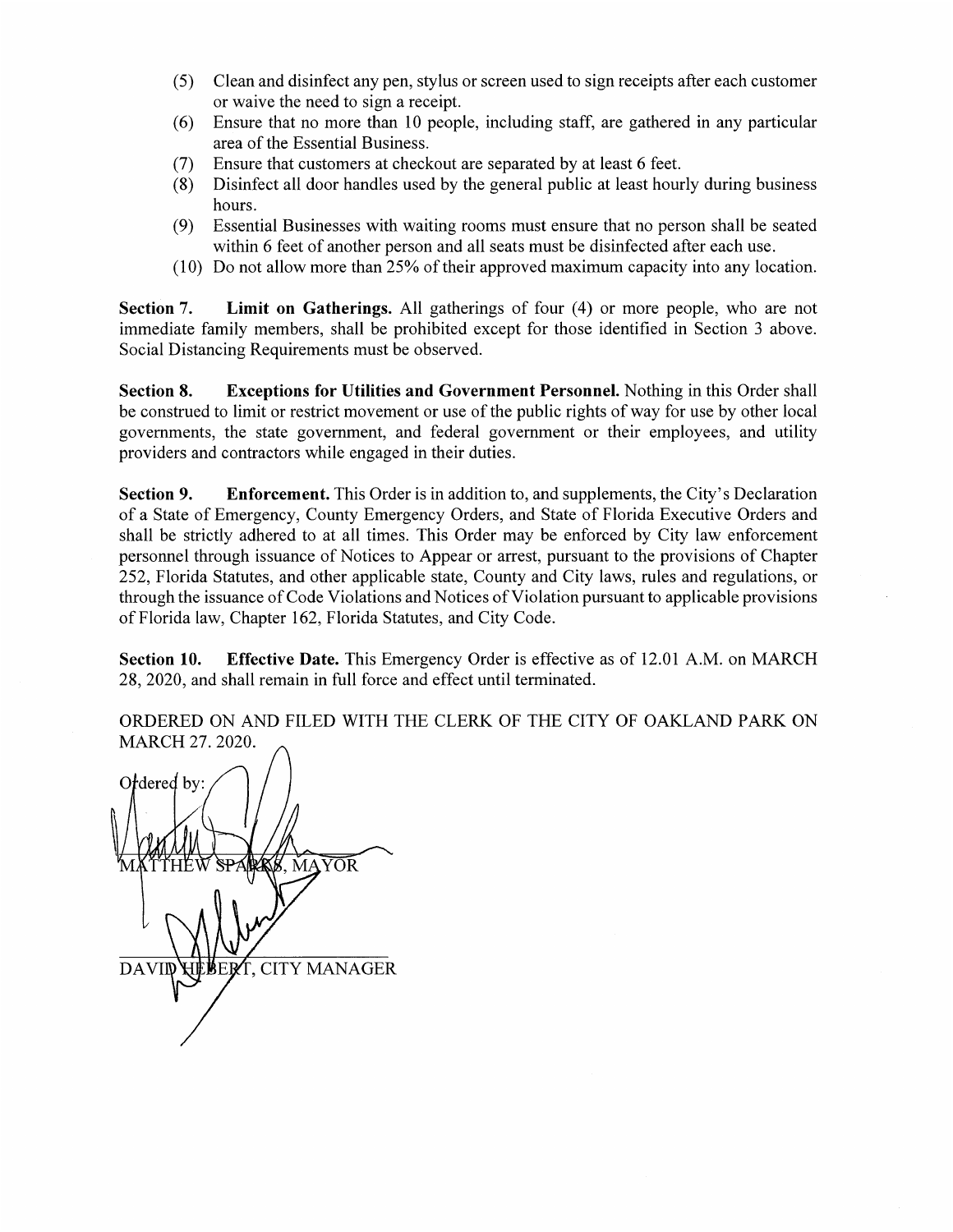(5) Clean and disinfect any pen, stylus or screen used to sign receipts after each customer or waive the need to sign a receipt.
(6) Ensure that no more than 10 people, including staff, are gathered in any particular area of the Essential Business.
(7) Ensure that customers at checkout are separated by at least 6 feet.
(8) Disinfect all door handles used by the general public at least hourly during business hours.
(9) Essential Businesses with waiting rooms must ensure that no person shall be seated within 6 feet of another person and all seats must be disinfected after each use.
(10) Do not allow more than 25% of their approved maximum capacity into any location.

**Section 7. Limit on Gatherings.** All gatherings of four (4) or more people, who are not immediate family members, shall be prohibited except for those identified in Section 3 above. Social Distancing Requirements must be observed.

**Section 8. Exceptions for Utilities and Government Personnel.** Nothing in this Order shall be construed to limit or restrict movement or use of the public rights of way for use by other local governments, the state government, and federal government or their employees, and utility providers and contractors while engaged in their duties.

**Section 9. Enforcement.** This Order is in addition to, and supplements, the City's Declaration of a State of Emergency, County Emergency Orders, and State of Florida Executive Orders and shall be strictly adhered to at all times. This Order may be enforced by City law enforcement personnel through issuance of Notices to Appear or arrest, pursuant to the provisions of Chapter 252, Florida Statutes, and other applicable state, County and City laws, rules and regulations, or through the issuance of Code Violations and Notices of Violation pursuant to applicable provisions of Florida law, Chapter 162, Florida Statutes, and City Code.

**Section 10. Effective Date.** This Emergency Order is effective as of 12.01 A.M. on MARCH 28, 2020, and shall remain in full force and effect until terminated.

ORDERED ON AND FILED WITH THE CLERK OF THE CITY OF OAKLAND PARK ON MARCH 27. 2020.

Ordered by:

MATTHEW SPARKS, MAYOR

DAVID HEBERT, CITY MANAGER